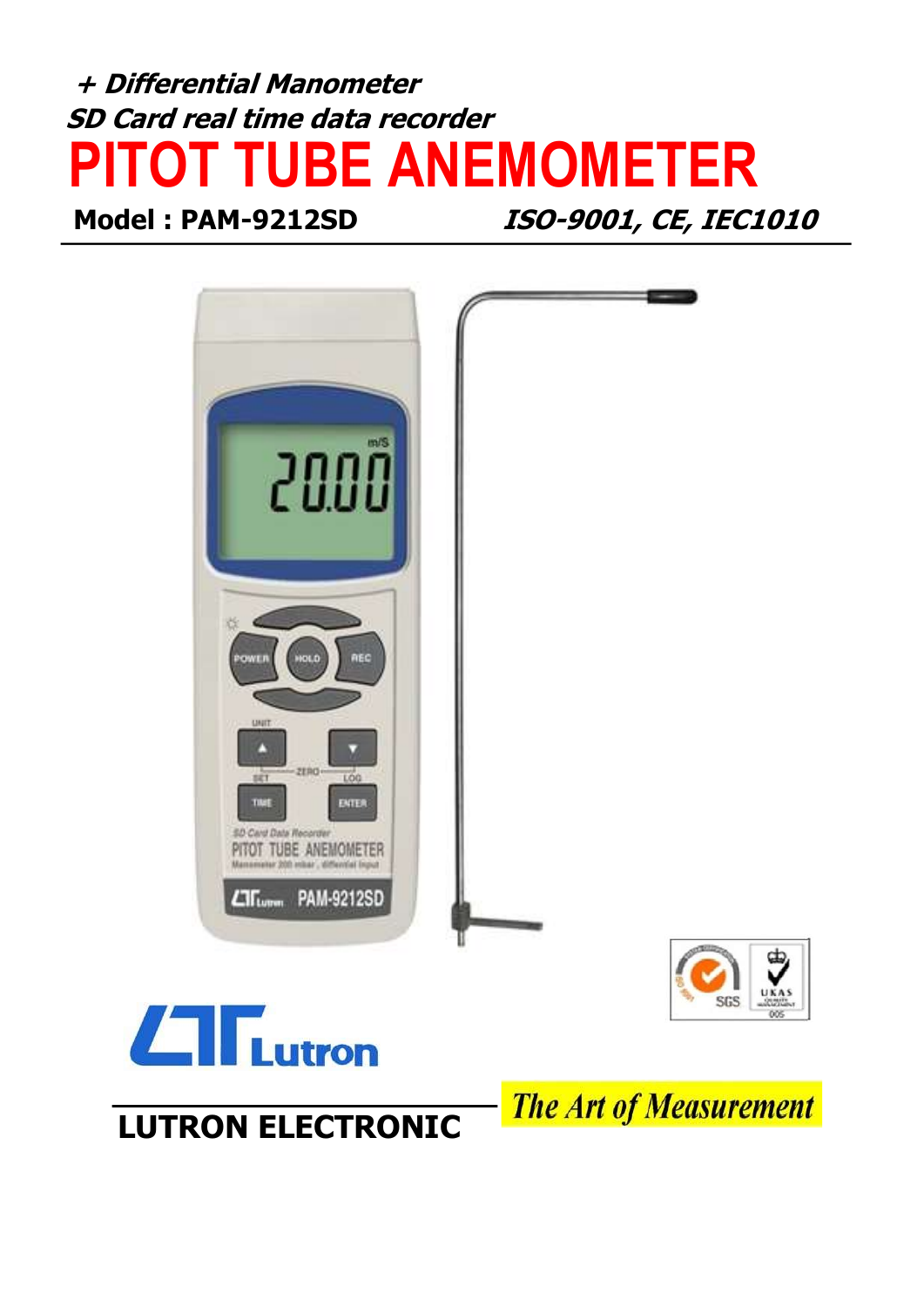***+ Differential Manometer***

***SD Card real time data recorder***

# PITOT TUBE ANEMOMETER

**Model : PAM-9212SD** ***ISO-9001, CE, IEC1010***

**Lutron**

**LUTRON ELECTRONIC**

*The Art of Measurement*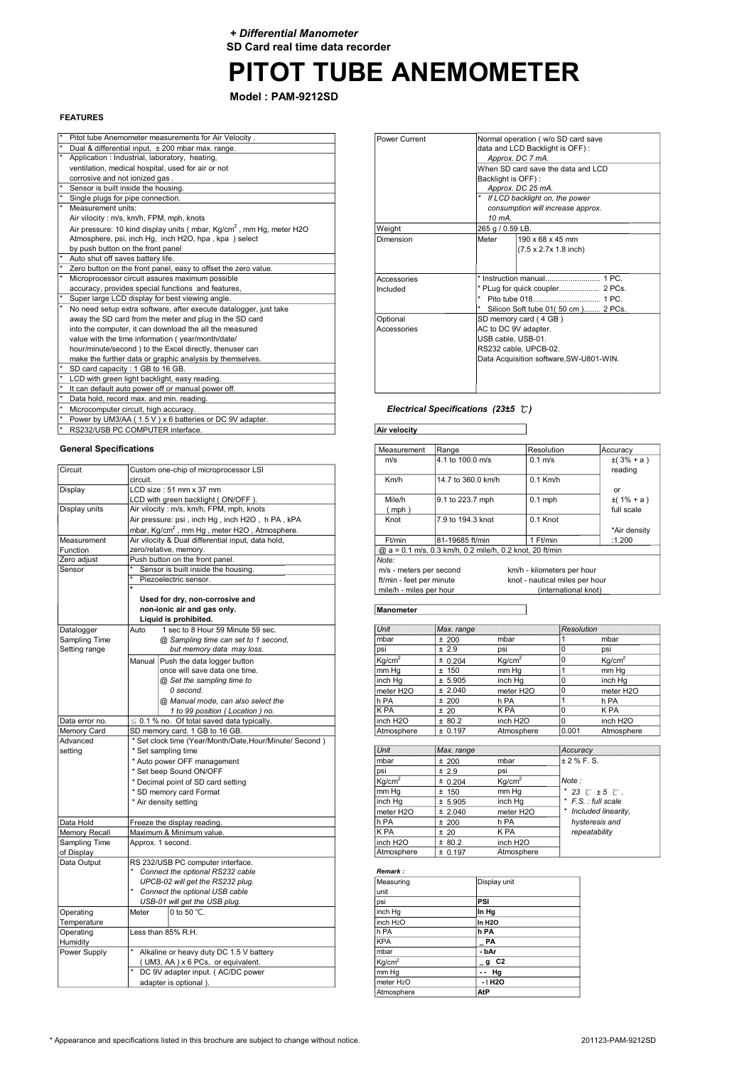*+ Differential Manometer*
**SD Card real time data recorder**

# PITOT TUBE ANEMOMETER

**Model : PAM-9212SD**

### FEATURES

| |
|---|
| * Pitot tube Anemometer measurements for Air Velocity . |
| * Dual & differential input, ± 200 mbar max. range. |
| * Application : Industrial, laboratory, heating, ventilation, medical hospital, used for air or not corrosive and not ionized gas . |
| * Sensor is built inside the housing. |
| * Single plugs for pipe connection. |
| * Measurement units: Air vilocity : m/s, km/h, FPM, mph, knots Air pressure: 10 kind display units ( mbar, $Kg/cm^2$ , mm Hg, meter H2O Atmosphere, psi, inch Hg, inch H2O, hpa , kpa ) select by push button on the front panel |
| * Auto shut off saves battery life. |
| * Zero button on the front panel, easy to offset the zero value. |
| * Microprocessor circuit assures maximum possible accuracy, provides special functions and features, |
| * Super large LCD display for best viewing angle. |
| * No need setup extra software, after execute datalogger, just take away the SD card from the meter and plug in the SD card into the computer, it can download the all the measured value with the time information ( year/month/date/ hour/minute/second ) to the Excel directly, thenuser can make the further data or graphic analysis by themselves. |
| * SD card capacity : 1 GB to 16 GB. |
| * LCD with green light backlight, easy reading. |
| * It can default auto power off or manual power off. |
| * Data hold, record max. and min. reading. |
| * Microcomputer circuit, high accuracy. |
| * Power by UM3/AA ( 1.5 V ) x 6 batteries or DC 9V adapter. |
| * RS232/USB PC COMPUTER interface. |

### General Specifications

| | | | |
|---|---|---|---|
| Circuit | Custom one-chip of microprocessor LSI circuit. | | |
| Display | LCD size : 51 mm x 37 mm<br>LCD with green backlight ( ON/OFF ). | | |
| Display units | Air vilocity : m/s, km/h, FPM, mph, knots<br>Air pressure: psi , inch Hg , inch H2O , h PA , kPA<br>mbar, $Kg/cm^2$ , mm Hg , meter H2O , Atmosphere. | | |
| Measurement Function | Air vilocity & Dual differential input, data hold, zero/relative, memory. | | |
| Zero adjust | Push button on the front panel. | | |
| Sensor | * Sensor is built inside the housing.<br>* Piezoelectric sensor.<br>* **Used for dry, non-corrosive and non-ionic air and gas only. Liquid is prohibited.** | | |
| Datalogger Sampling Time Setting range | Auto | 1 sec to 8 Hour 59 Minute 59 sec.<br>*@ Sampling time can set to 1 second, but memory data may loss.* | |
| | Manual | Push the data logger button once will save data one time.<br>*@ Set the sampling time to 0 second.*<br>*@ Manual mode, can also select the 1 to 99 position ( Location ) no.* | |
| Data error no. | ≦ 0.1 % no. Of total saved data typically. | | |
| Memory Card | SD memory card. 1 GB to 16 GB. | | |
| Advanced setting | * Set clock time (Year/Month/Date,Hour/Minute/ Second )<br>* Set sampling time<br>* Auto power OFF management<br>* Set beep Sound ON/OFF<br>* Decimal point of SD card setting<br>* SD memory card Format<br>* Air density setting | | |
| Data Hold | Freeze the display reading. | | |
| Memory Recall | Maximum & Minimum value. | | |
| Sampling Time of Display | Approx. 1 second. | | |
| Data Output | RS 232/USB PC computer interface.<br>* *Connect the optional RS232 cable UPCB-02 will get the RS232 plug.*<br>* *Connect the optional USB cable USB-01 will get the USB plug.* | | |
| Operating Temperature | Meter | 0 to 50 ℃. | |
| Operating Humidity | Less than 85% R.H. | | |
| Power Supply | * Alkaline or heavy duty DC 1.5 V battery ( UM3, AA ) x 6 PCs, or equivalent.<br>* DC 9V adapter input. ( AC/DC power adapter is optional ). | | |
| Power Current | Normal operation ( w/o SD card save data and LCD Backlight is OFF) :<br>*Approx. DC 7 mA.*<br>When SD card save the data and LCD Backlight is OFF) :<br>*Approx. DC 25 mA.*<br>* *If LCD backlight on, the power consumption will increase approx. 10 mA.* | | |
| Weight | 265 g / 0.59 LB. | | |
| Dimension | Meter | 190 x 68 x 45 mm<br>(7.5 x 2.7x 1.8 inch) | |
| Accessories Included | * Instruction manual.......................... 1 PC.<br>* PLug for quick coupler................... 2 PCs.<br>* Pito tube 018................................ 1 PC.<br>* Silicon Soft tube 01( 50 cm )........ 2 PCs. | | |
| Optional Accessories | SD memory card ( 4 GB )<br>AC to DC 9V adapter.<br>USB cable, USB-01.<br>RS232 cable, UPCB-02.<br>Data Acquisition software,SW-U801-WIN. | | |

### *Electrical Specifications (23±5 ℃)*

**Air velocity**

| Measurement | Range | Resolution | Accuracy |
|---|---|---|---|
| m/s | 4.1 to 100.0 m/s | 0.1 m/s | ±( 3% + a ) reading |
| Km/h | 14.7 to 360.0 km/h | 0.1 Km/h | or |
| Mile/h ( mph ) | 9.1 to 223.7 mph | 0.1 mph | ±( 1% + a ) full scale |
| Knot | 7.9 to 194.3 knot | 0.1 Knot | *Air density |
| Ft/min | 81-19685 ft/min | 1 Ft/min | :1.200 |

@ a = 0.1 m/s, 0.3 km/h, 0.2 mile/h, 0.2 knot, 20 ft/min

Note:
m/s - meters per second — km/h - kilometers per hour
ft/min - feet per minute — knot - nautical miles per hour
mile/h - miles per hour — (international knot)

**Manometer**

| Unit | Max. range | | Resolution | |
|---|---|---|---|---|
| mbar | ± 200 | mbar | 1 | mbar |
| psi | ± 2.9 | psi | 0 | psi |
| $Kg/cm^2$ | ± 0.204 | $Kg/cm^2$ | 0 | $Kg/cm^2$ |
| mm Hg | ± 150 | mm Hg | 1 | mm Hg |
| inch Hg | ± 5.905 | inch Hg | 0 | inch Hg |
| meter H2O | ± 2.040 | meter H2O | 0 | meter H2O |
| h PA | ± 200 | h PA | 1 | h PA |
| K PA | ± 20 | K PA | 0 | K PA |
| inch H2O | ± 80.2 | inch H2O | 0 | inch H2O |
| Atmosphere | ± 0.197 | Atmosphere | 0.001 | Atmosphere |

| Unit | Max. range | | Accuracy |
|---|---|---|---|
| mbar | ± 200 | mbar | ± 2 % F. S. |
| psi | ± 2.9 | psi | |
| $Kg/cm^2$ | ± 0.204 | $Kg/cm^2$ | Note : |
| mm Hg | ± 150 | mm Hg | * 23 ℃ ± 5 ℃ . |
| inch Hg | ± 5.905 | inch Hg | * F.S. : full scale |
| meter H2O | ± 2.040 | meter H2O | * Included linearity, |
| h PA | ± 200 | h PA | hysteresis and |
| K PA | ± 20 | K PA | repeatability |
| inch H2O | ± 80.2 | inch H2O | |
| Atmosphere | ± 0.197 | Atmosphere | |

***Remark :***

| Measuring unit | Display unit |
|---|---|
| psi | **PSI** |
| inch Hg | **In Hg** |
| inch $H_2O$ | **In H2O** |
| h PA | **h PA** |
| KPA | **_ PA** |
| mbar | **- bAr** |
| $Kg/cm^2$ | **_ g C2** |
| mm Hg | **- - Hg** |
| meter $H_2O$ | **- t H2O** |
| Atmosphere | **AtP** |

* Appearance and specifications listed in this brochure are subject to change without notice.

201123-PAM-9212SD